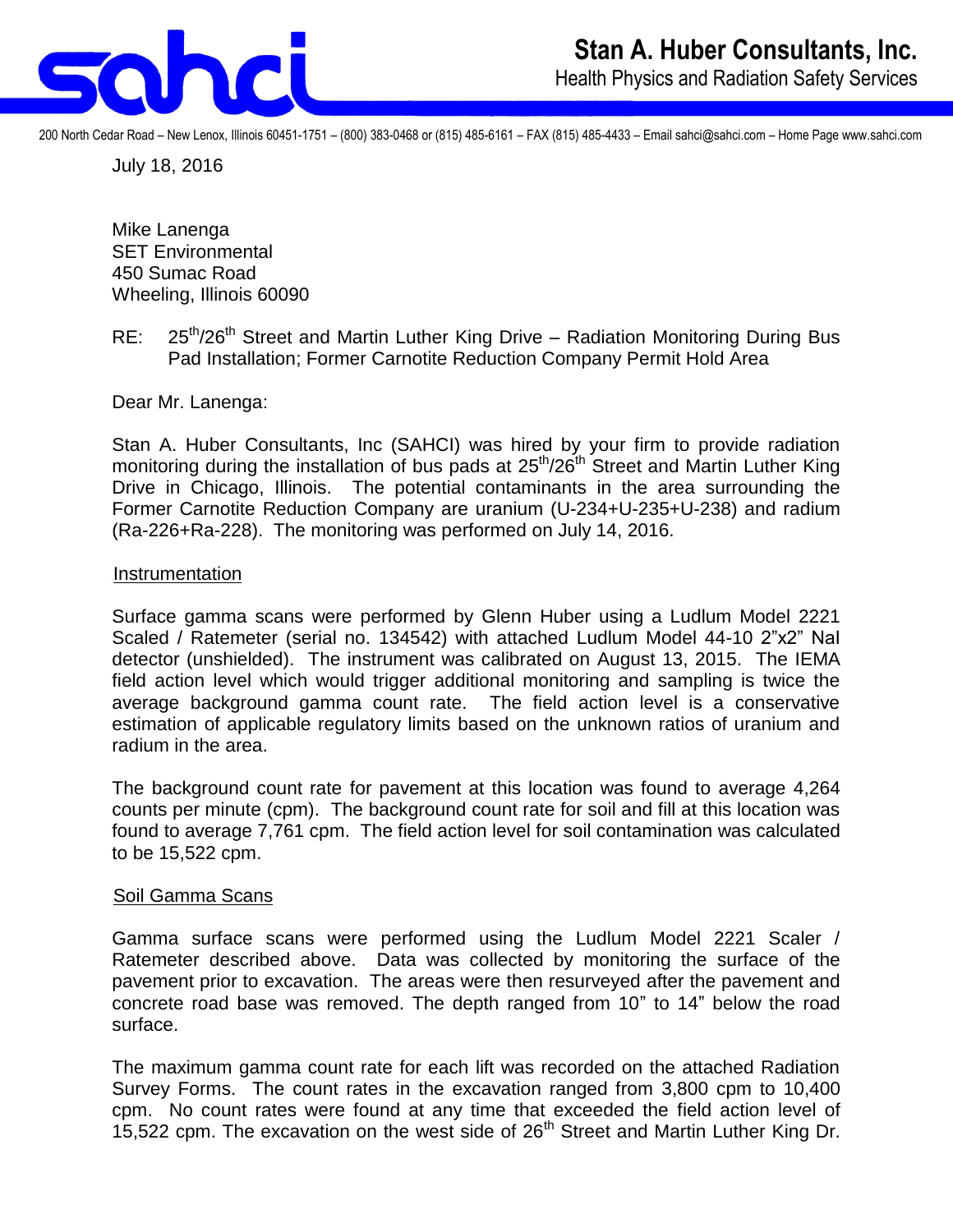# Stan A. Huber Consultants, Inc.

Health Physics and Radiation Safety Services

200 North Cedar Road – New Lenox, Illinois 60451-1751 – (800) 383-0468 or (815) 485-6161 – FAX (815) 485-4433 – Email sahci@sahci.com – Home Page www.sahci.com

July 18, 2016

Mike Lanenga
SET Environmental
450 Sumac Road
Wheeling, Illinois 60090

RE: 25th/26th Street and Martin Luther King Drive – Radiation Monitoring During Bus Pad Installation; Former Carnotite Reduction Company Permit Hold Area

Dear Mr. Lanenga:

Stan A. Huber Consultants, Inc (SAHCI) was hired by your firm to provide radiation monitoring during the installation of bus pads at 25th/26th Street and Martin Luther King Drive in Chicago, Illinois. The potential contaminants in the area surrounding the Former Carnotite Reduction Company are uranium (U-234+U-235+U-238) and radium (Ra-226+Ra-228). The monitoring was performed on July 14, 2016.

## Instrumentation

Surface gamma scans were performed by Glenn Huber using a Ludlum Model 2221 Scaled / Ratemeter (serial no. 134542) with attached Ludlum Model 44-10 2"x2" NaI detector (unshielded). The instrument was calibrated on August 13, 2015. The IEMA field action level which would trigger additional monitoring and sampling is twice the average background gamma count rate. The field action level is a conservative estimation of applicable regulatory limits based on the unknown ratios of uranium and radium in the area.

The background count rate for pavement at this location was found to average 4,264 counts per minute (cpm). The background count rate for soil and fill at this location was found to average 7,761 cpm. The field action level for soil contamination was calculated to be 15,522 cpm.

## Soil Gamma Scans

Gamma surface scans were performed using the Ludlum Model 2221 Scaler / Ratemeter described above. Data was collected by monitoring the surface of the pavement prior to excavation. The areas were then resurveyed after the pavement and concrete road base was removed. The depth ranged from 10" to 14" below the road surface.

The maximum gamma count rate for each lift was recorded on the attached Radiation Survey Forms. The count rates in the excavation ranged from 3,800 cpm to 10,400 cpm. No count rates were found at any time that exceeded the field action level of 15,522 cpm. The excavation on the west side of 26th Street and Martin Luther King Dr.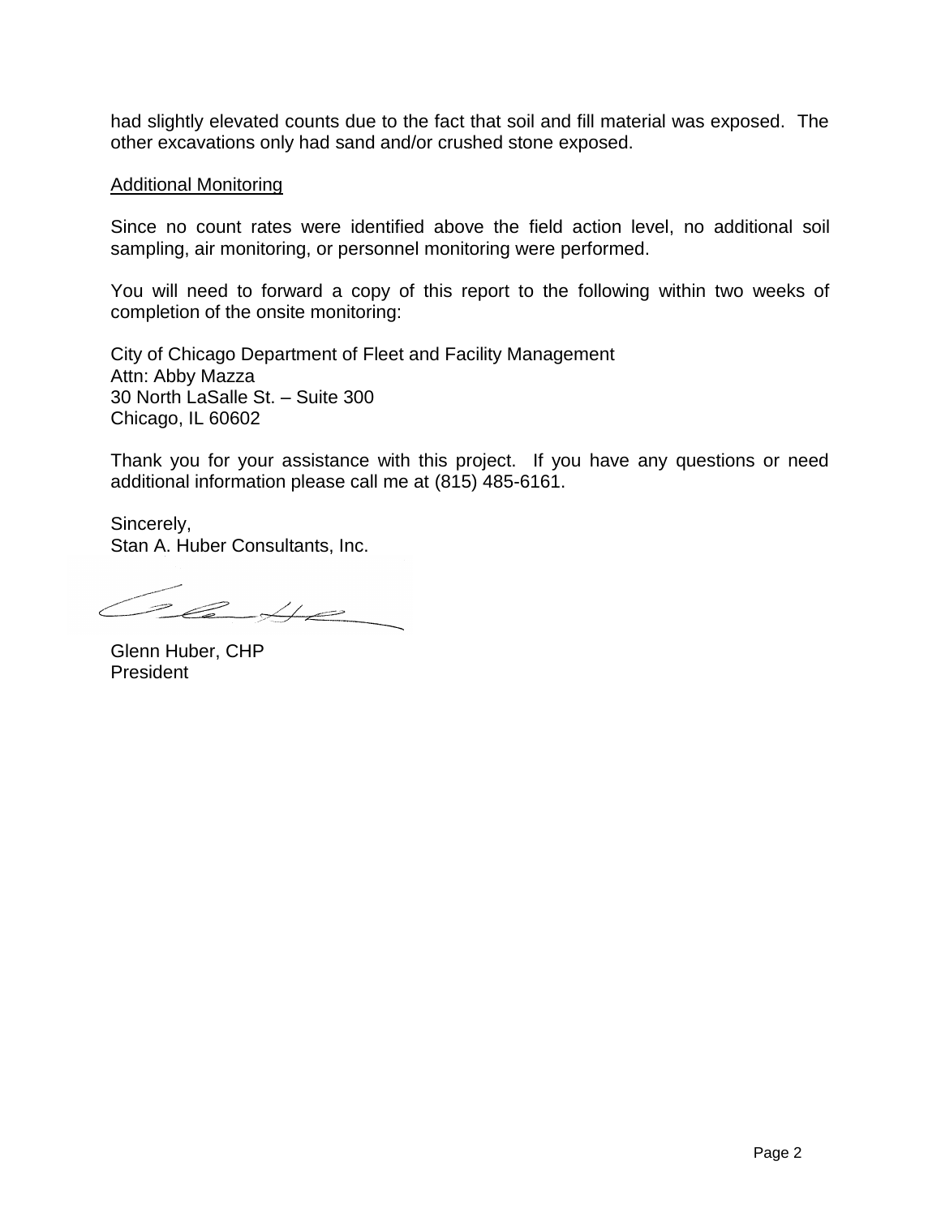had slightly elevated counts due to the fact that soil and fill material was exposed. The other excavations only had sand and/or crushed stone exposed.

<u>Additional Monitoring</u>

Since no count rates were identified above the field action level, no additional soil sampling, air monitoring, or personnel monitoring were performed.

You will need to forward a copy of this report to the following within two weeks of completion of the onsite monitoring:

City of Chicago Department of Fleet and Facility Management
Attn: Abby Mazza
30 North LaSalle St. – Suite 300
Chicago, IL 60602

Thank you for your assistance with this project. If you have any questions or need additional information please call me at (815) 485-6161.

Sincerely,
Stan A. Huber Consultants, Inc.

Glenn Huber, CHP
President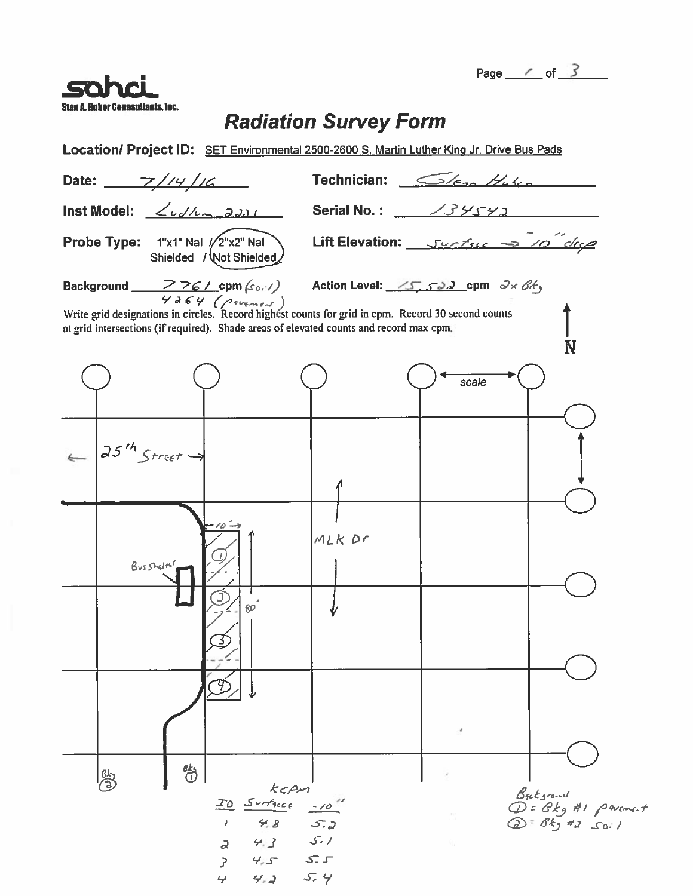**sahci**
Stan A. Huber Consultants, Inc.

# Radiation Survey Form

**Location/ Project ID:** SET Environmental 2500-2600 S. Martin Luther King Jr. Drive Bus Pads

**Date:** 7/14/16 **Technician:** Glenn Huber

**Inst Model:** Ludlum 2221 **Serial No.:** 134542

**Probe Type:** 1"x1" NaI / 2"x2" NaI (circled: 2"x2" NaI); Shielded / Not Shielded (circled: Not Shielded) **Lift Elevation:** Surface → 10" deep

**Background** 7761 cpm (soil), 4264 (pavement) **Action Level:** 15,522 cpm 2x Bkg

Write grid designations in circles. Record highest counts for grid in cpm. Record 30 second counts at grid intersections (if required). Shade areas of elevated counts and record max cpm.

N

scale

← 25th Street →

MLK Dr

Bus Shelter

10'

80'

① ② ③ ④

Bkg ② Bkg ①

kCPM

| ID | Surface | -10" |
|---|---|---|
| 1 | 4.8 | 5.2 |
| 2 | 4.3 | 5.1 |
| 3 | 4.5 | 5.5 |
| 4 | 4.2 | 5.4 |

Background
① = Bkg #1 pavement
② = Bkg #2 soil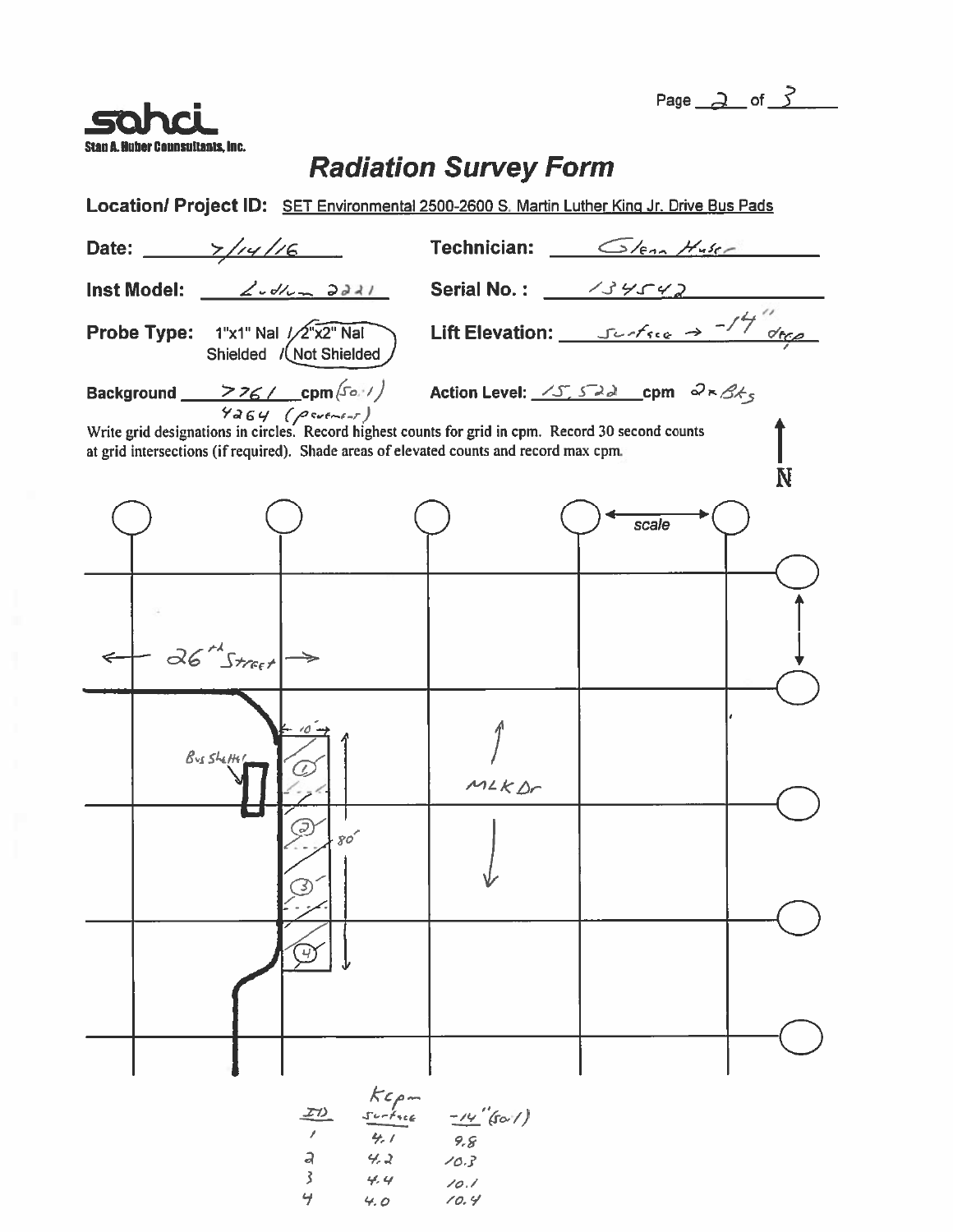**sahci**
Stan A. Huber Consultants, Inc.

# Radiation Survey Form

**Location/ Project ID:** SET Environmental 2500-2600 S. Martin Luther King Jr. Drive Bus Pads

**Date:** 7/14/16

**Technician:** Glenn Huber

**Inst Model:** Ludlum 2221

**Serial No.:** 134542

**Probe Type:** 1"x1" NaI / 2"x2" NaI (circled); Shielded / Not Shielded (circled)

**Lift Elevation:** surface → -14" deep

**Background:** 7761 cpm (soil); 4264 (pavement)

**Action Level:** 15,522 cpm 2x Bkg

Write grid designations in circles. Record highest counts for grid in cpm. Record 30 second counts at grid intersections (if required). Shade areas of elevated counts and record max cpm.

N

scale

← 26th Street →

Bus Shelter

10'

80'

MLK Dr

| ID | Kcpm surface | -14" (soil) |
|---|---|---|
| 1 | 4.1 | 9.8 |
| 2 | 4.2 | 10.3 |
| 3 | 4.4 | 10.1 |
| 4 | 4.0 | 10.4 |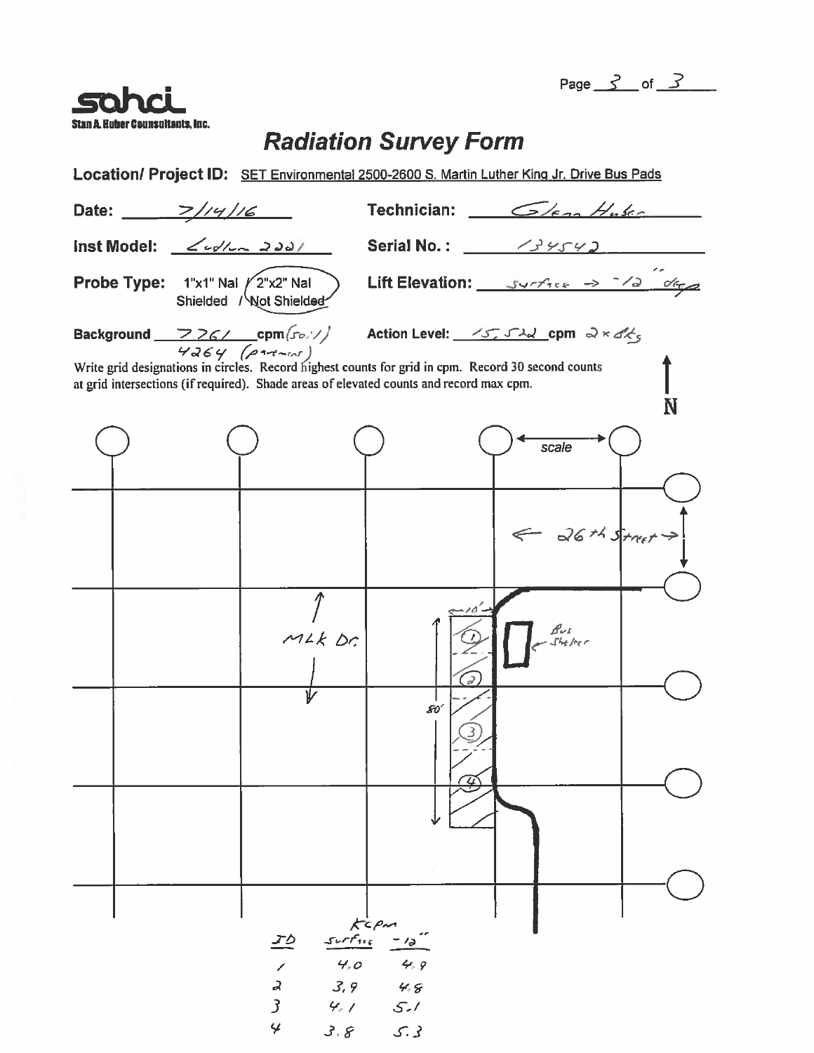Stan A. Huber Consultants, Inc.

# Radiation Survey Form

**Location/ Project ID:** SET Environmental 2500-2600 S. Martin Luther King Jr. Drive Bus Pads

**Date:** 7/14/16 **Technician:** Glenn Huber

**Inst Model:** Ludlum 2221 **Serial No.:** 134542

**Probe Type:** 1"x1" NaI / 2"x2" NaI (circled) Shielded / Not Shielded (circled) **Lift Elevation:** surface → -12" deep

**Background** 7761 **cpm** (soil) 4264 (pavement) **Action Level:** 15,522 **cpm** 2 x Bkg

Write grid designations in circles. Record highest counts for grid in cpm. Record 30 second counts at grid intersections (if required). Shade areas of elevated counts and record max cpm.

N

scale

← 26th Street →

MLK Dr.

Bus Shelter

10'

80'

1

2

3

4

| ID | Kcpm Surface | Kcpm -12" |
|---|---|---|
| 1 | 4.0 | 4.9 |
| 2 | 3.9 | 4.8 |
| 3 | 4.1 | 5.1 |
| 4 | 3.8 | 5.3 |